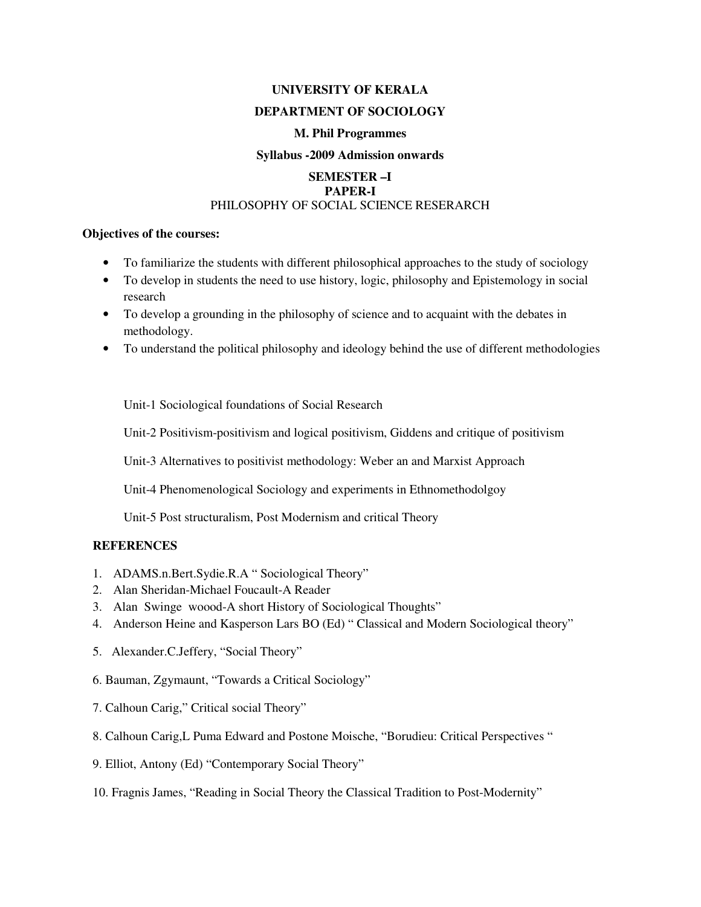**UNIVERSITY OF KERALA**

**DEPARTMENT OF SOCIOLOGY**

**M. Phil Programmes**

**Syllabus -2009 Admission onwards**

**SEMESTER –I**
**PAPER-I**
PHILOSOPHY OF SOCIAL SCIENCE RESERARCH

**Objectives of the courses:**

- To familiarize the students with different philosophical approaches to the study of sociology
- To develop in students the need to use history, logic, philosophy and Epistemology in social research
- To develop a grounding in the philosophy of science and to acquaint with the debates in methodology.
- To understand the political philosophy and ideology behind the use of different methodologies

Unit-1 Sociological foundations of Social Research

Unit-2 Positivism-positivism and logical positivism, Giddens and critique of positivism

Unit-3 Alternatives to positivist methodology: Weber an and Marxist Approach

Unit-4 Phenomenological Sociology and experiments in Ethnomethodolgoy

Unit-5 Post structuralism, Post Modernism and critical Theory

**REFERENCES**

1. ADAMS.n.Bert.Sydie.R.A " Sociological Theory"
2. Alan Sheridan-Michael Foucault-A Reader
3. Alan Swinge woood-A short History of Sociological Thoughts"
4. Anderson Heine and Kasperson Lars BO (Ed) " Classical and Modern Sociological theory"
5. Alexander.C.Jeffery, "Social Theory"
6. Bauman, Zgymaunt, "Towards a Critical Sociology"
7. Calhoun Carig," Critical social Theory"
8. Calhoun Carig,L Puma Edward and Postone Moische, "Borudieu: Critical Perspectives "
9. Elliot, Antony (Ed) "Contemporary Social Theory"
10. Fragnis James, "Reading in Social Theory the Classical Tradition to Post-Modernity"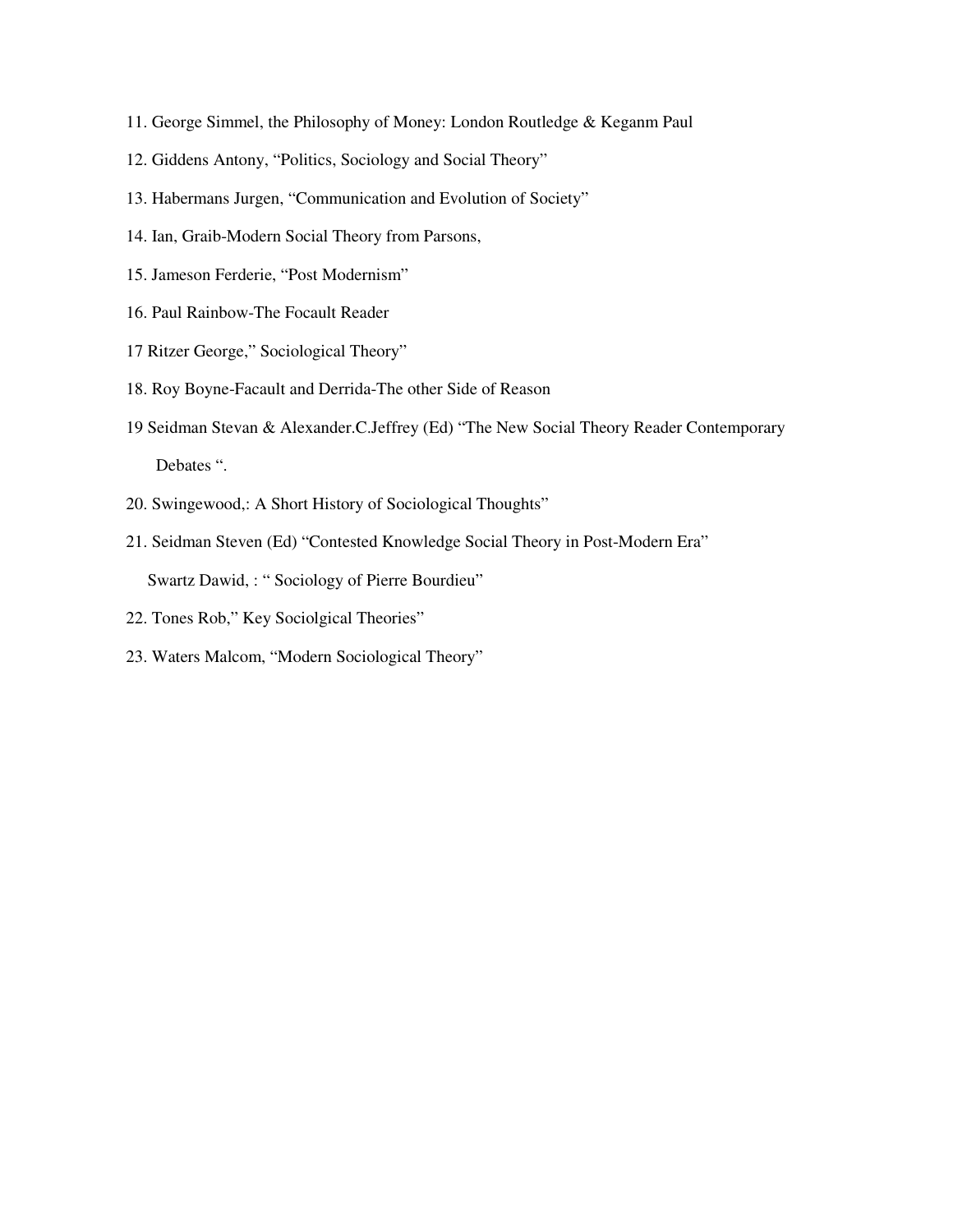11. George Simmel, the Philosophy of Money: London Routledge & Keganm Paul
12. Giddens Antony, "Politics, Sociology and Social Theory"
13. Habermans Jurgen, "Communication and Evolution of Society"
14. Ian, Graib-Modern Social Theory from Parsons,
15. Jameson Ferderie, "Post Modernism"
16. Paul Rainbow-The Focault Reader

17 Ritzer George," Sociological Theory"

18. Roy Boyne-Facault and Derrida-The other Side of Reason

19 Seidman Stevan & Alexander.C.Jeffrey (Ed) "The New Social Theory Reader Contemporary Debates ".

20. Swingewood,: A Short History of Sociological Thoughts"
21. Seidman Steven (Ed) "Contested Knowledge Social Theory in Post-Modern Era"

    Swartz Dawid, : " Sociology of Pierre Bourdieu"

22. Tones Rob," Key Sociolgical Theories"
23. Waters Malcom, "Modern Sociological Theory"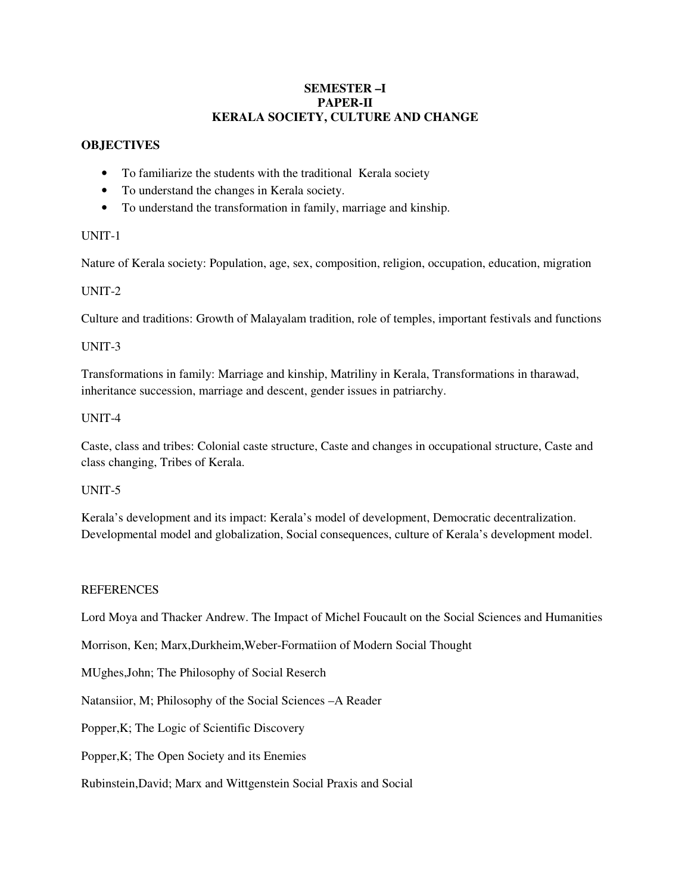# SEMESTER –I
## PAPER-II
## KERALA SOCIETY, CULTURE AND CHANGE

**OBJECTIVES**

- To familiarize the students with the traditional  Kerala society
- To understand the changes in Kerala society.
- To understand the transformation in family, marriage and kinship.

UNIT-1

Nature of Kerala society: Population, age, sex, composition, religion, occupation, education, migration

UNIT-2

Culture and traditions: Growth of Malayalam tradition, role of temples, important festivals and functions

UNIT-3

Transformations in family: Marriage and kinship, Matriliny in Kerala, Transformations in tharawad, inheritance succession, marriage and descent, gender issues in patriarchy.

UNIT-4

Caste, class and tribes: Colonial caste structure, Caste and changes in occupational structure, Caste and class changing, Tribes of Kerala.

UNIT-5

Kerala's development and its impact: Kerala's model of development, Democratic decentralization. Developmental model and globalization, Social consequences, culture of Kerala's development model.

REFERENCES

Lord Moya and Thacker Andrew. The Impact of Michel Foucault on the Social Sciences and Humanities

Morrison, Ken; Marx,Durkheim,Weber-Formatiion of Modern Social Thought

MUghes,John; The Philosophy of Social Reserch

Natansiior, M; Philosophy of the Social Sciences –A Reader

Popper,K; The Logic of Scientific Discovery

Popper,K; The Open Society and its Enemies

Rubinstein,David; Marx and Wittgenstein Social Praxis and Social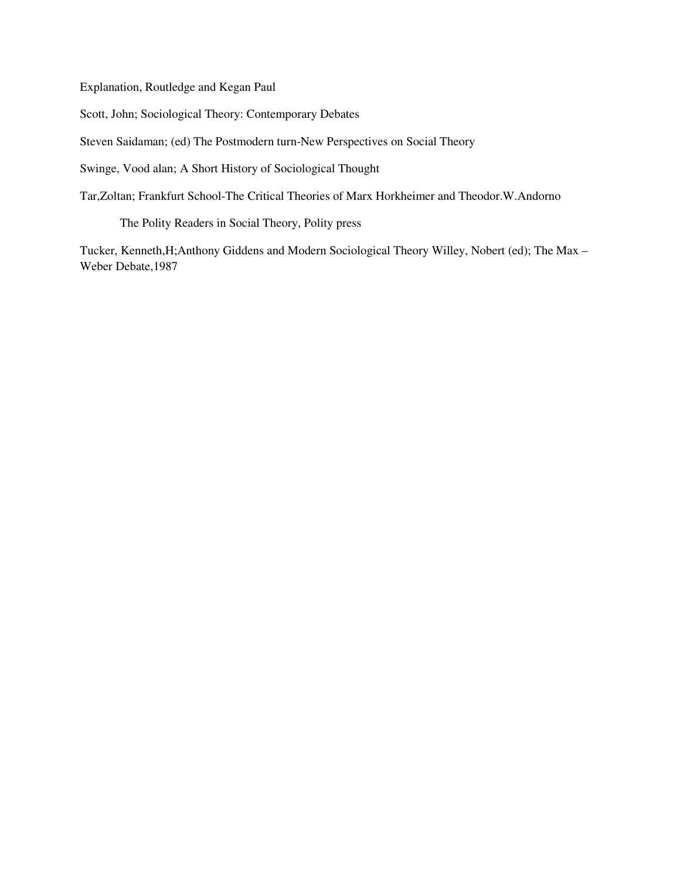Explanation, Routledge and Kegan Paul

Scott, John; Sociological Theory: Contemporary Debates

Steven Saidaman; (ed) The Postmodern turn-New Perspectives on Social Theory

Swinge, Vood alan; A Short History of Sociological Thought

Tar,Zoltan; Frankfurt School-The Critical Theories of Marx Horkheimer and Theodor.W.Andorno

The Polity Readers in Social Theory, Polity press

Tucker, Kenneth,H;Anthony Giddens and Modern Sociological Theory Willey, Nobert (ed); The Max – Weber Debate,1987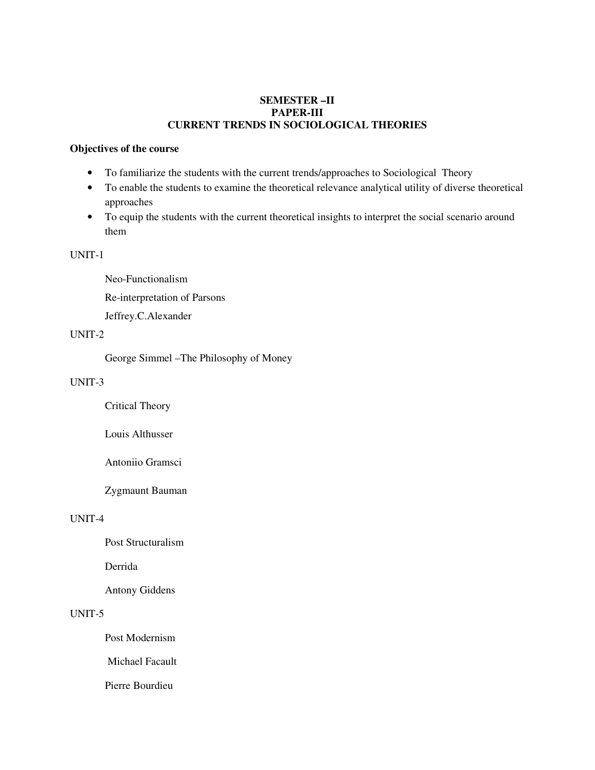**SEMESTER –II**
**PAPER-III**
**CURRENT TRENDS IN SOCIOLOGICAL THEORIES**

**Objectives of the course**

- To familiarize the students with the current trends/approaches to Sociological Theory
- To enable the students to examine the theoretical relevance analytical utility of diverse theoretical approaches
- To equip the students with the current theoretical insights to interpret the social scenario around them

UNIT-1

Neo-Functionalism

Re-interpretation of Parsons

Jeffrey.C.Alexander

UNIT-2

George Simmel –The Philosophy of Money

UNIT-3

Critical Theory

Louis Althusser

Antoniio Gramsci

Zygmaunt Bauman

UNIT-4

Post Structuralism

Derrida

Antony Giddens

UNIT-5

Post Modernism

Michael Facault

Pierre Bourdieu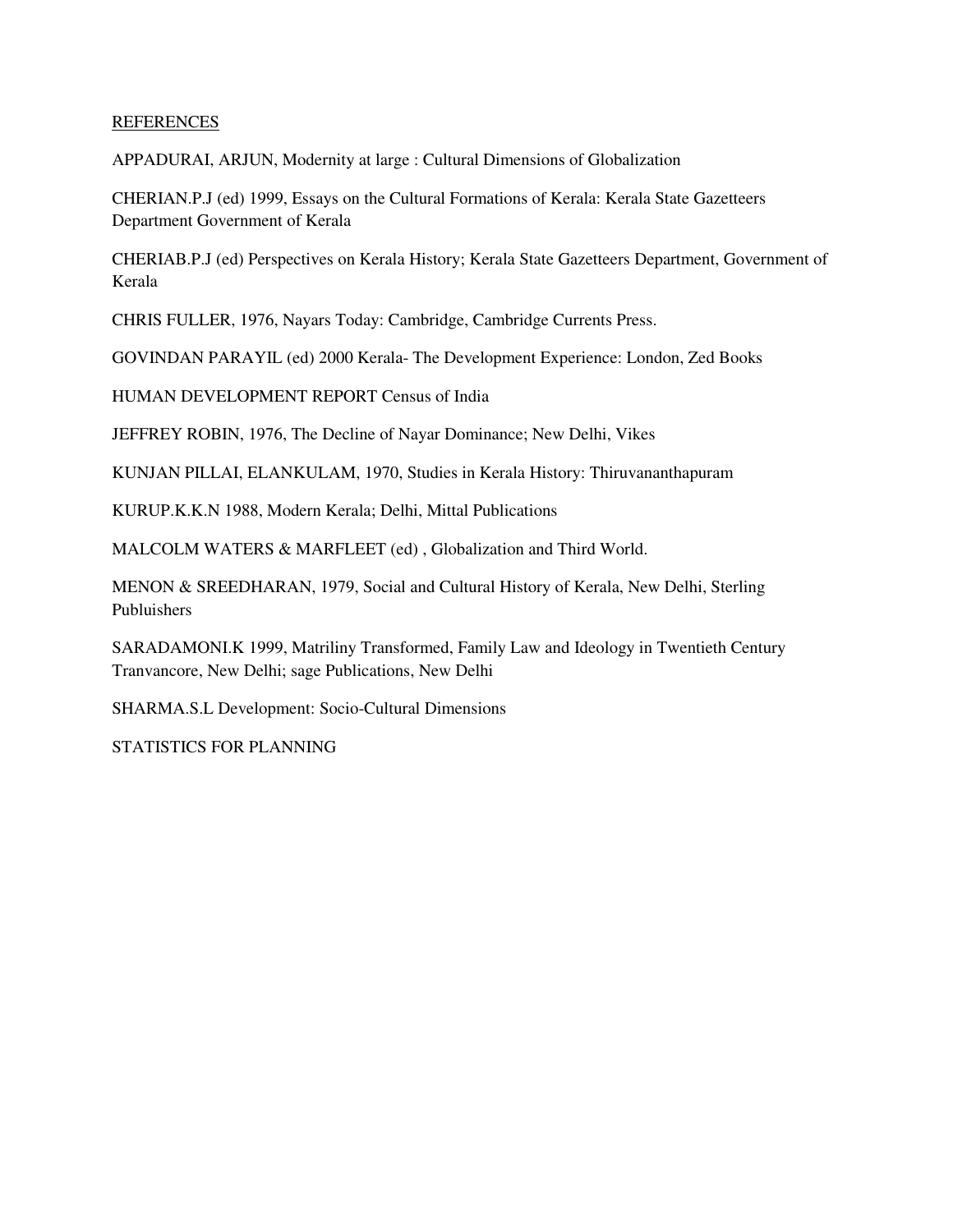## REFERENCES

APPADURAI, ARJUN, Modernity at large : Cultural Dimensions of Globalization

CHERIAN.P.J (ed) 1999, Essays on the Cultural Formations of Kerala: Kerala State Gazetteers Department Government of Kerala

CHERIAB.P.J (ed) Perspectives on Kerala History; Kerala State Gazetteers Department, Government of Kerala

CHRIS FULLER, 1976, Nayars Today: Cambridge, Cambridge Currents Press.

GOVINDAN PARAYIL (ed) 2000 Kerala- The Development Experience: London, Zed Books

HUMAN DEVELOPMENT REPORT Census of India

JEFFREY ROBIN, 1976, The Decline of Nayar Dominance; New Delhi, Vikes

KUNJAN PILLAI, ELANKULAM, 1970, Studies in Kerala History: Thiruvananthapuram

KURUP.K.K.N 1988, Modern Kerala; Delhi, Mittal Publications

MALCOLM WATERS & MARFLEET (ed) , Globalization and Third World.

MENON & SREEDHARAN, 1979, Social and Cultural History of Kerala, New Delhi, Sterling Publuishers

SARADAMONI.K 1999, Matriliny Transformed, Family Law and Ideology in Twentieth Century Tranvancore, New Delhi; sage Publications, New Delhi

SHARMA.S.L Development: Socio-Cultural Dimensions

STATISTICS FOR PLANNING